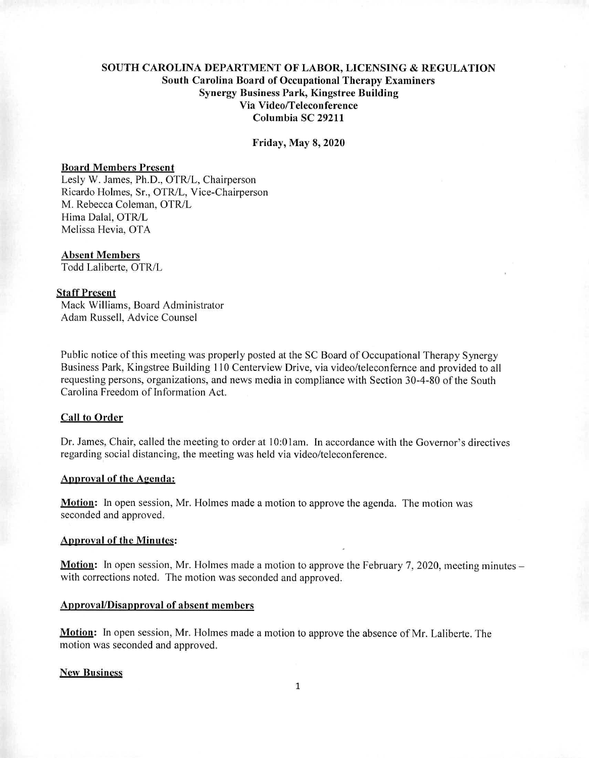**SOUTH CAROLINA DEPARTMENT OF LABOR, LICENSING & REGULATION**
**South Carolina Board of Occupational Therapy Examiners**
**Synergy Business Park, Kingstree Building**
**Via Video/Teleconference**
**Columbia SC 29211**

**Friday, May 8, 2020**

**Board Members Present**
Lesly W. James, Ph.D., OTR/L, Chairperson
Ricardo Holmes, Sr., OTR/L, Vice-Chairperson
M. Rebecca Coleman, OTR/L
Hima Dalal, OTR/L
Melissa Hevia, OTA

**Absent Members**
Todd Laliberte, OTR/L

**Staff Present**
Mack Williams, Board Administrator
Adam Russell, Advice Counsel

Public notice of this meeting was properly posted at the SC Board of Occupational Therapy Synergy Business Park, Kingstree Building 110 Centerview Drive, via video/teleconfernce and provided to all requesting persons, organizations, and news media in compliance with Section 30-4-80 of the South Carolina Freedom of Information Act.

**Call to Order**

Dr. James, Chair, called the meeting to order at 10:01am. In accordance with the Governor's directives regarding social distancing, the meeting was held via video/teleconference.

**Approval of the Agenda:**

**Motion:** In open session, Mr. Holmes made a motion to approve the agenda. The motion was seconded and approved.

**Approval of the Minutes:**

**Motion:** In open session, Mr. Holmes made a motion to approve the February 7, 2020, meeting minutes – with corrections noted. The motion was seconded and approved.

**Approval/Disapproval of absent members**

**Motion:** In open session, Mr. Holmes made a motion to approve the absence of Mr. Laliberte. The motion was seconded and approved.

**New Business**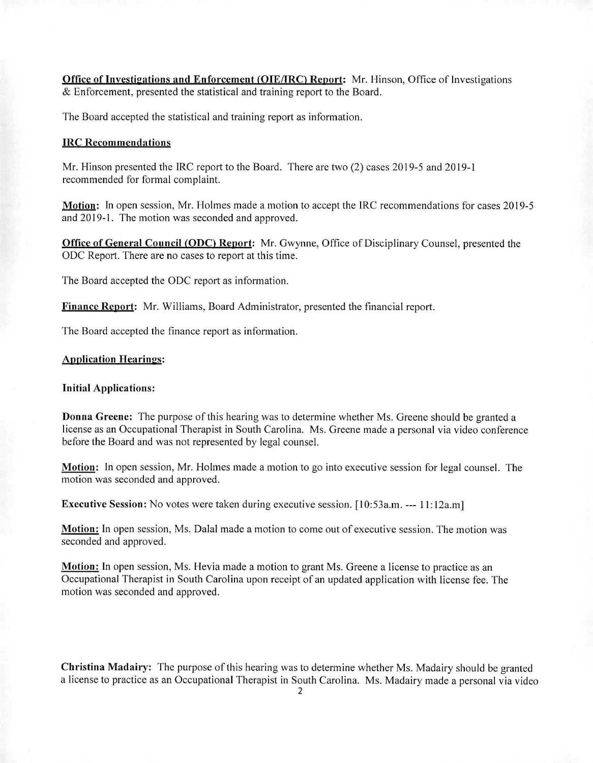**Office of Investigations and Enforcement (OIE/IRC) Report:** Mr. Hinson, Office of Investigations & Enforcement, presented the statistical and training report to the Board.

The Board accepted the statistical and training report as information.

**IRC Recommendations**

Mr. Hinson presented the IRC report to the Board. There are two (2) cases 2019-5 and 2019-1 recommended for formal complaint.

**Motion:** In open session, Mr. Holmes made a motion to accept the IRC recommendations for cases 2019-5 and 2019-1. The motion was seconded and approved.

**Office of General Council (ODC) Report:** Mr. Gwynne, Office of Disciplinary Counsel, presented the ODC Report. There are no cases to report at this time.

The Board accepted the ODC report as information.

**Finance Report:** Mr. Williams, Board Administrator, presented the financial report.

The Board accepted the finance report as information.

**Application Hearings:**

**Initial Applications:**

**Donna Greene:** The purpose of this hearing was to determine whether Ms. Greene should be granted a license as an Occupational Therapist in South Carolina. Ms. Greene made a personal via video conference before the Board and was not represented by legal counsel.

**Motion:** In open session, Mr. Holmes made a motion to go into executive session for legal counsel. The motion was seconded and approved.

**Executive Session:** No votes were taken during executive session. [10:53a.m. --- 11:12a.m]

**Motion:** In open session, Ms. Dalal made a motion to come out of executive session. The motion was seconded and approved.

**Motion:** In open session, Ms. Hevia made a motion to grant Ms. Greene a license to practice as an Occupational Therapist in South Carolina upon receipt of an updated application with license fee. The motion was seconded and approved.

**Christina Madairy:** The purpose of this hearing was to determine whether Ms. Madairy should be granted a license to practice as an Occupational Therapist in South Carolina. Ms. Madairy made a personal via video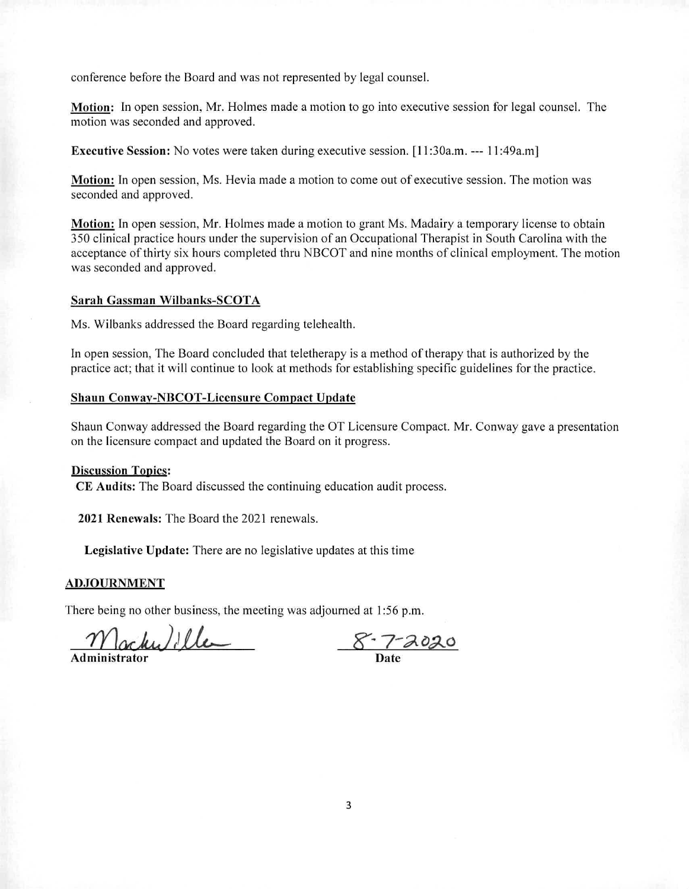conference before the Board and was not represented by legal counsel.

**Motion:** In open session, Mr. Holmes made a motion to go into executive session for legal counsel. The motion was seconded and approved.

**Executive Session:** No votes were taken during executive session. [11:30a.m. --- 11:49a.m]

**Motion:** In open session, Ms. Hevia made a motion to come out of executive session. The motion was seconded and approved.

**Motion:** In open session, Mr. Holmes made a motion to grant Ms. Madairy a temporary license to obtain 350 clinical practice hours under the supervision of an Occupational Therapist in South Carolina with the acceptance of thirty six hours completed thru NBCOT and nine months of clinical employment. The motion was seconded and approved.

**Sarah Gassman Wilbanks-SCOTA**

Ms. Wilbanks addressed the Board regarding telehealth.

In open session, The Board concluded that teletherapy is a method of therapy that is authorized by the practice act; that it will continue to look at methods for establishing specific guidelines for the practice.

**Shaun Conway-NBCOT-Licensure Compact Update**

Shaun Conway addressed the Board regarding the OT Licensure Compact. Mr. Conway gave a presentation on the licensure compact and updated the Board on it progress.

**Discussion Topics:**

**CE Audits:** The Board discussed the continuing education audit process.

**2021 Renewals:** The Board the 2021 renewals.

**Legislative Update:** There are no legislative updates at this time

**ADJOURNMENT**

There being no other business, the meeting was adjourned at 1:56 p.m.

Administrator — Date: 8-7-2020